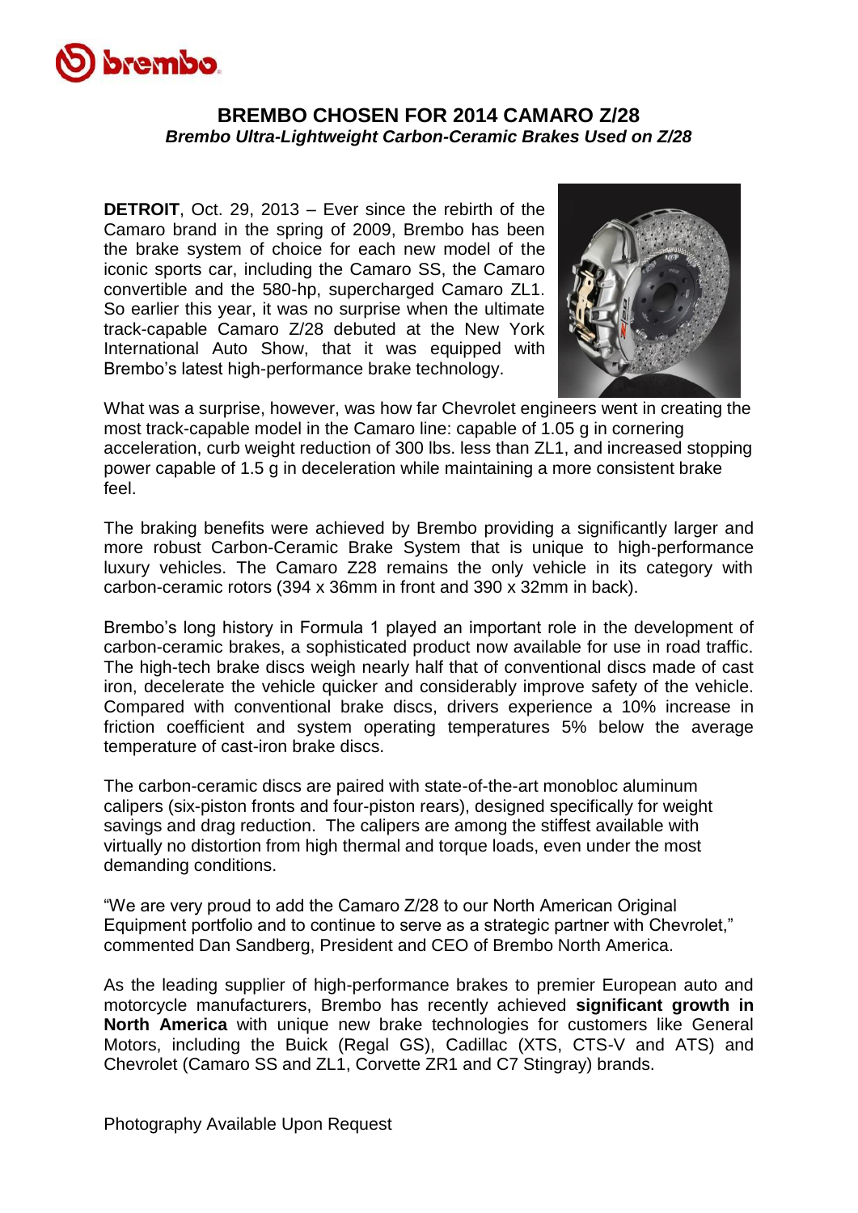# BREMBO CHOSEN FOR 2014 CAMARO Z/28

### *Brembo Ultra-Lightweight Carbon-Ceramic Brakes Used on Z/28*

**DETROIT**, Oct. 29, 2013 – Ever since the rebirth of the Camaro brand in the spring of 2009, Brembo has been the brake system of choice for each new model of the iconic sports car, including the Camaro SS, the Camaro convertible and the 580-hp, supercharged Camaro ZL1. So earlier this year, it was no surprise when the ultimate track-capable Camaro Z/28 debuted at the New York International Auto Show, that it was equipped with Brembo's latest high-performance brake technology.

What was a surprise, however, was how far Chevrolet engineers went in creating the most track-capable model in the Camaro line: capable of 1.05 g in cornering acceleration, curb weight reduction of 300 lbs. less than ZL1, and increased stopping power capable of 1.5 g in deceleration while maintaining a more consistent brake feel.

The braking benefits were achieved by Brembo providing a significantly larger and more robust Carbon-Ceramic Brake System that is unique to high-performance luxury vehicles. The Camaro Z28 remains the only vehicle in its category with carbon-ceramic rotors (394 x 36mm in front and 390 x 32mm in back).

Brembo's long history in Formula 1 played an important role in the development of carbon-ceramic brakes, a sophisticated product now available for use in road traffic. The high-tech brake discs weigh nearly half that of conventional discs made of cast iron, decelerate the vehicle quicker and considerably improve safety of the vehicle. Compared with conventional brake discs, drivers experience a 10% increase in friction coefficient and system operating temperatures 5% below the average temperature of cast-iron brake discs.

The carbon-ceramic discs are paired with state-of-the-art monobloc aluminum calipers (six-piston fronts and four-piston rears), designed specifically for weight savings and drag reduction. The calipers are among the stiffest available with virtually no distortion from high thermal and torque loads, even under the most demanding conditions.

"We are very proud to add the Camaro Z/28 to our North American Original Equipment portfolio and to continue to serve as a strategic partner with Chevrolet," commented Dan Sandberg, President and CEO of Brembo North America.

As the leading supplier of high-performance brakes to premier European auto and motorcycle manufacturers, Brembo has recently achieved **significant growth in North America** with unique new brake technologies for customers like General Motors, including the Buick (Regal GS), Cadillac (XTS, CTS-V and ATS) and Chevrolet (Camaro SS and ZL1, Corvette ZR1 and C7 Stingray) brands.

Photography Available Upon Request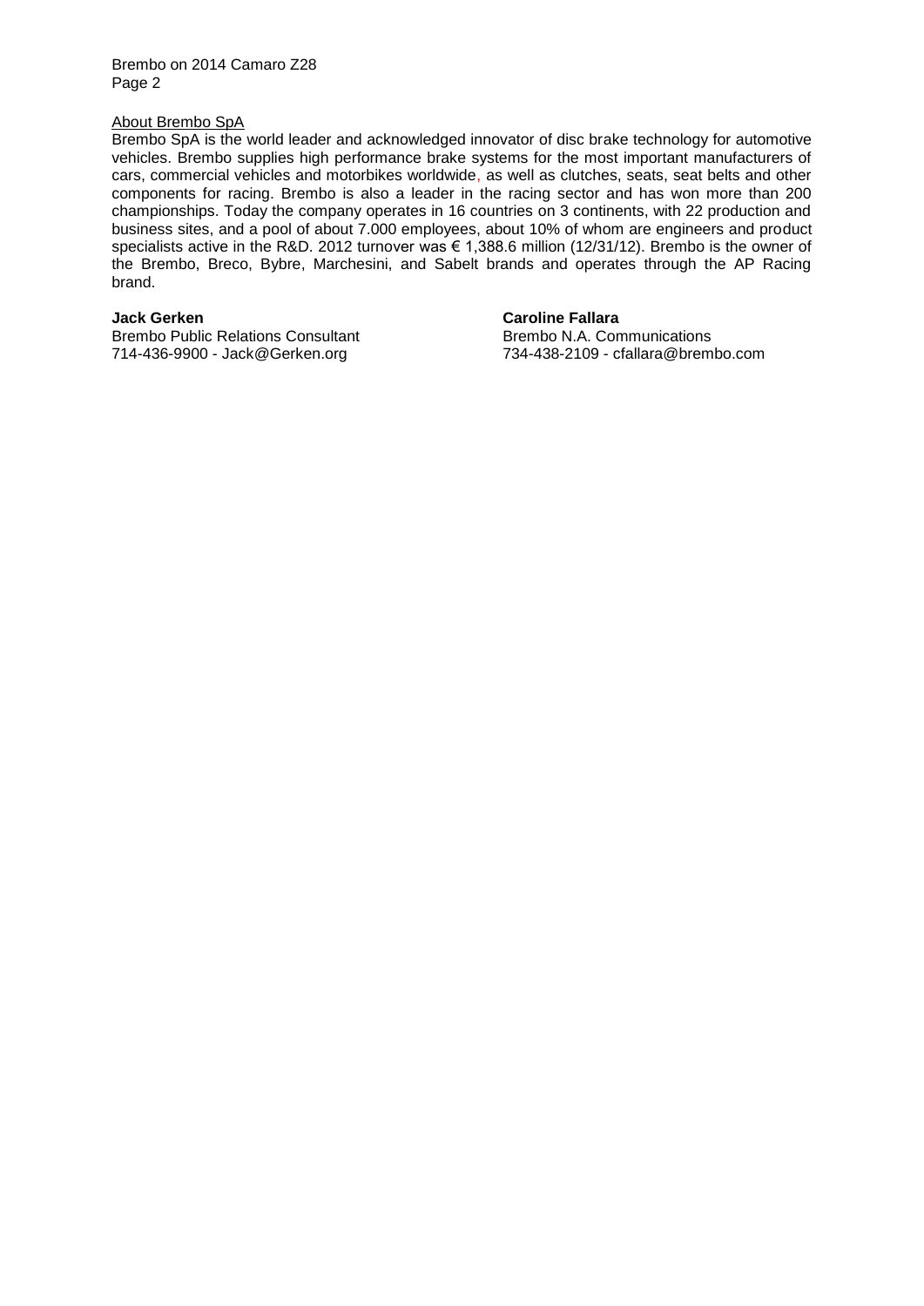About Brembo SpA

Brembo SpA is the world leader and acknowledged innovator of disc brake technology for automotive vehicles. Brembo supplies high performance brake systems for the most important manufacturers of cars, commercial vehicles and motorbikes worldwide, as well as clutches, seats, seat belts and other components for racing. Brembo is also a leader in the racing sector and has won more than 200 championships. Today the company operates in 16 countries on 3 continents, with 22 production and business sites, and a pool of about 7.000 employees, about 10% of whom are engineers and product specialists active in the R&D. 2012 turnover was € 1,388.6 million (12/31/12). Brembo is the owner of the Brembo, Breco, Bybre, Marchesini, and Sabelt brands and operates through the AP Racing brand.

**Jack Gerken**
Brembo Public Relations Consultant
714-436-9900 - Jack@Gerken.org

**Caroline Fallara**
Brembo N.A. Communications
734-438-2109 - cfallara@brembo.com